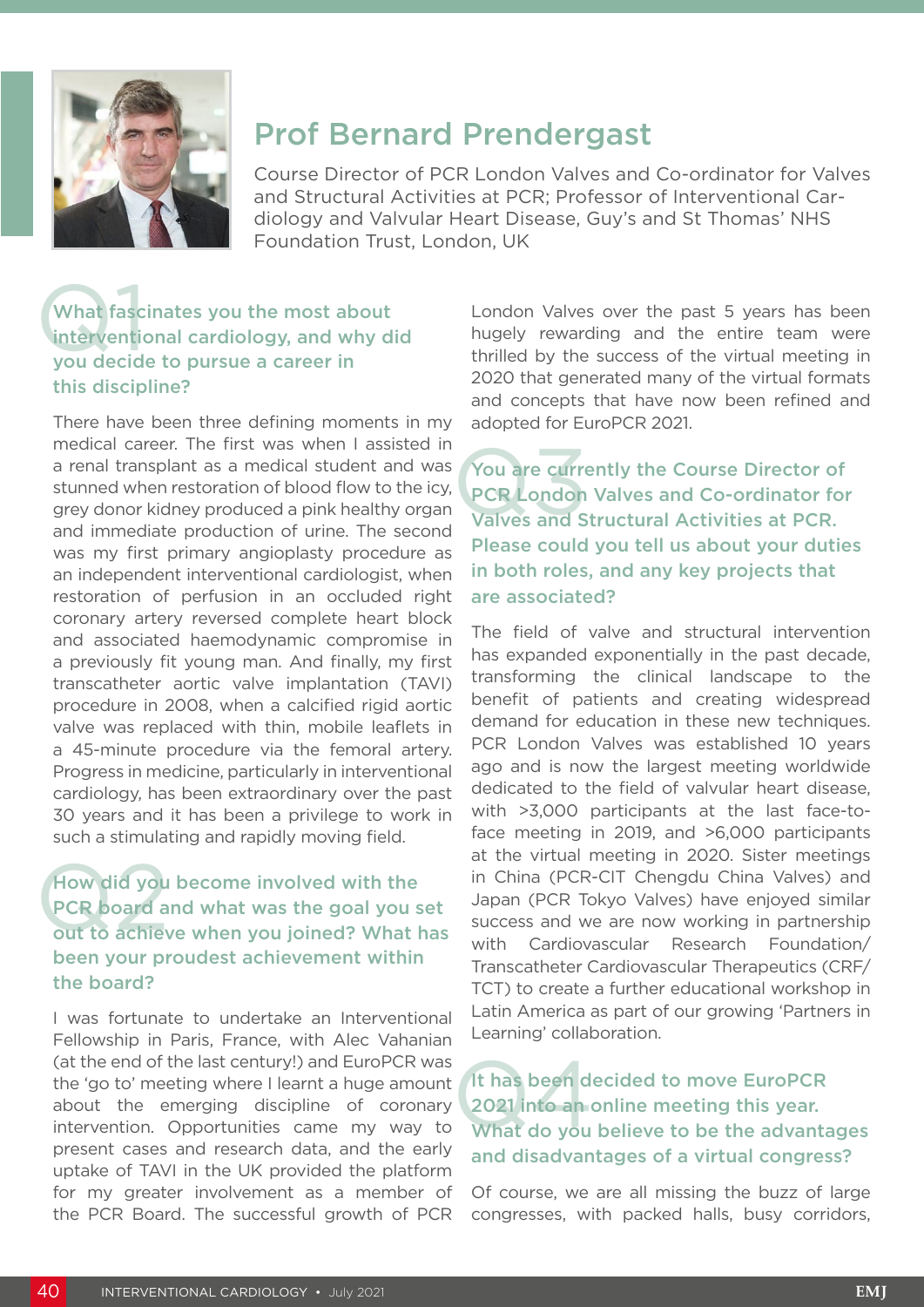# Prof Bernard Prendergast

Course Director of PCR London Valves and Co-ordinator for Valves and Structural Activities at PCR; Professor of Interventional Cardiology and Valvular Heart Disease, Guy's and St Thomas' NHS Foundation Trust, London, UK

## Q1 What fascinates you the most about interventional cardiology, and why did you decide to pursue a career in this discipline?

There have been three defining moments in my medical career. The first was when I assisted in a renal transplant as a medical student and was stunned when restoration of blood flow to the icy, grey donor kidney produced a pink healthy organ and immediate production of urine. The second was my first primary angioplasty procedure as an independent interventional cardiologist, when restoration of perfusion in an occluded right coronary artery reversed complete heart block and associated haemodynamic compromise in a previously fit young man. And finally, my first transcatheter aortic valve implantation (TAVI) procedure in 2008, when a calcified rigid aortic valve was replaced with thin, mobile leaflets in a 45-minute procedure via the femoral artery. Progress in medicine, particularly in interventional cardiology, has been extraordinary over the past 30 years and it has been a privilege to work in such a stimulating and rapidly moving field.

## Q2 How did you become involved with the PCR board and what was the goal you set out to achieve when you joined? What has been your proudest achievement within the board?

I was fortunate to undertake an Interventional Fellowship in Paris, France, with Alec Vahanian (at the end of the last century!) and EuroPCR was the 'go to' meeting where I learnt a huge amount about the emerging discipline of coronary intervention. Opportunities came my way to present cases and research data, and the early uptake of TAVI in the UK provided the platform for my greater involvement as a member of the PCR Board. The successful growth of PCR London Valves over the past 5 years has been hugely rewarding and the entire team were thrilled by the success of the virtual meeting in 2020 that generated many of the virtual formats and concepts that have now been refined and adopted for EuroPCR 2021.

## Q3 You are currently the Course Director of PCR London Valves and Co-ordinator for Valves and Structural Activities at PCR. Please could you tell us about your duties in both roles, and any key projects that are associated?

The field of valve and structural intervention has expanded exponentially in the past decade, transforming the clinical landscape to the benefit of patients and creating widespread demand for education in these new techniques. PCR London Valves was established 10 years ago and is now the largest meeting worldwide dedicated to the field of valvular heart disease, with >3,000 participants at the last face-to-face meeting in 2019, and >6,000 participants at the virtual meeting in 2020. Sister meetings in China (PCR-CIT Chengdu China Valves) and Japan (PCR Tokyo Valves) have enjoyed similar success and we are now working in partnership with Cardiovascular Research Foundation/ Transcatheter Cardiovascular Therapeutics (CRF/ TCT) to create a further educational workshop in Latin America as part of our growing 'Partners in Learning' collaboration.

## Q4 It has been decided to move EuroPCR 2021 into an online meeting this year. What do you believe to be the advantages and disadvantages of a virtual congress?

Of course, we are all missing the buzz of large congresses, with packed halls, busy corridors,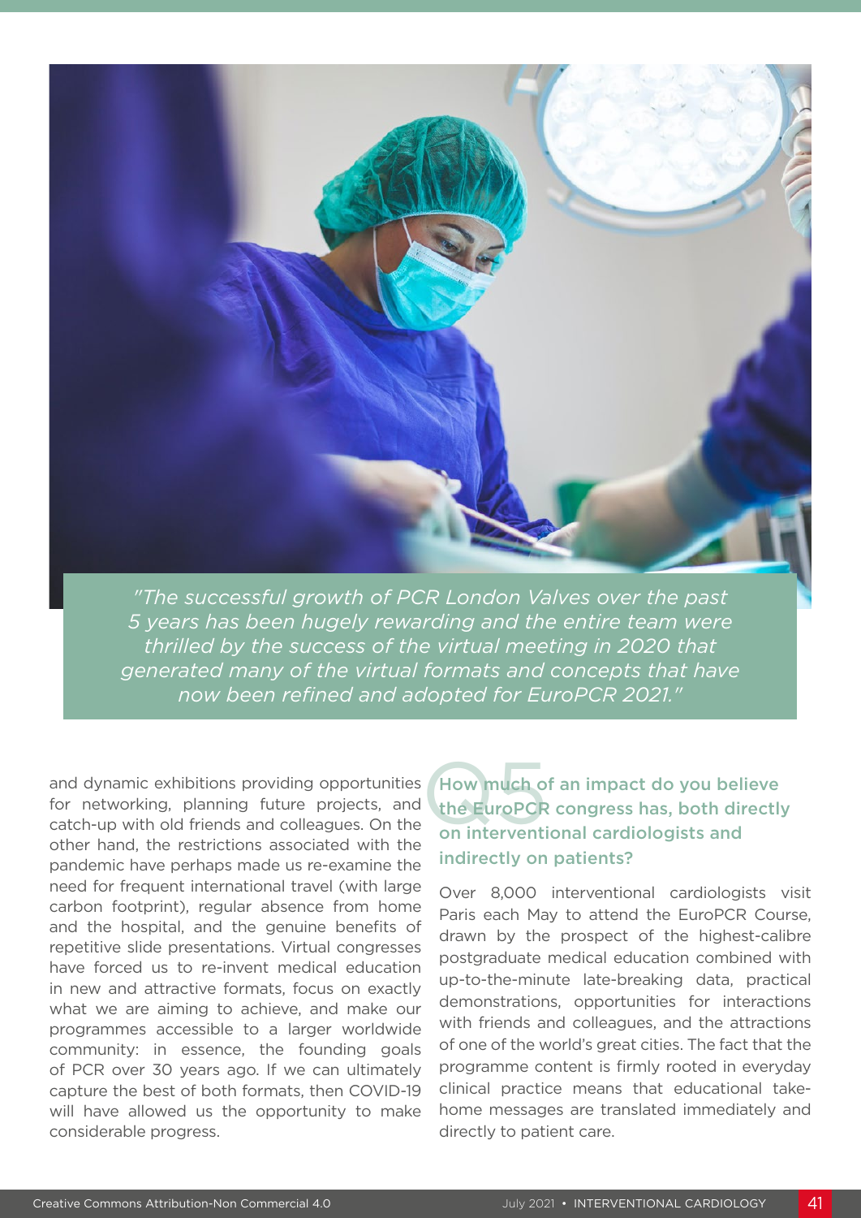*"The successful growth of PCR London Valves over the past 5 years has been hugely rewarding and the entire team were thrilled by the success of the virtual meeting in 2020 that generated many of the virtual formats and concepts that have now been refined and adopted for EuroPCR 2021."*

and dynamic exhibitions providing opportunities for networking, planning future projects, and catch-up with old friends and colleagues. On the other hand, the restrictions associated with the pandemic have perhaps made us re-examine the need for frequent international travel (with large carbon footprint), regular absence from home and the hospital, and the genuine benefits of repetitive slide presentations. Virtual congresses have forced us to re-invent medical education in new and attractive formats, focus on exactly what we are aiming to achieve, and make our programmes accessible to a larger worldwide community: in essence, the founding goals of PCR over 30 years ago. If we can ultimately capture the best of both formats, then COVID-19 will have allowed us the opportunity to make considerable progress.

### Q5 How much of an impact do you believe the EuroPCR congress has, both directly on interventional cardiologists and indirectly on patients?

Over 8,000 interventional cardiologists visit Paris each May to attend the EuroPCR Course, drawn by the prospect of the highest-calibre postgraduate medical education combined with up-to-the-minute late-breaking data, practical demonstrations, opportunities for interactions with friends and colleagues, and the attractions of one of the world's great cities. The fact that the programme content is firmly rooted in everyday clinical practice means that educational take-home messages are translated immediately and directly to patient care.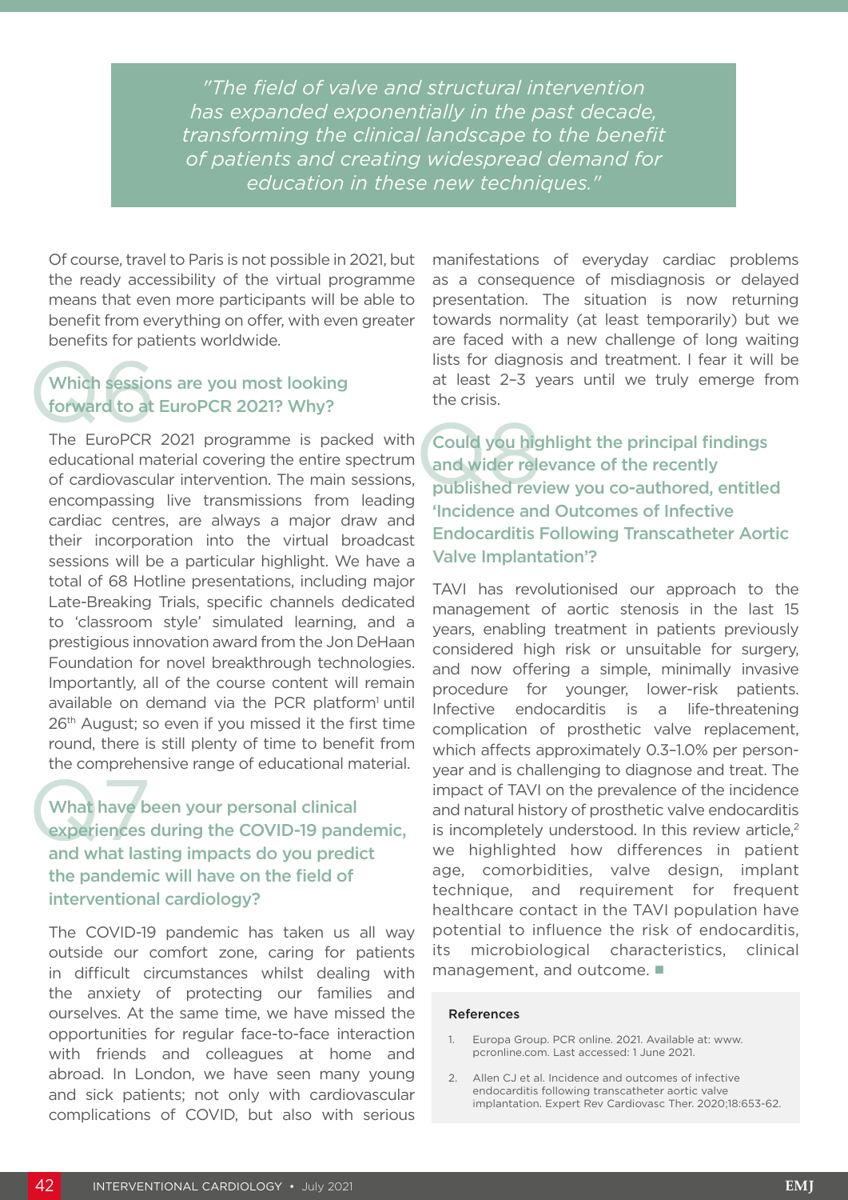> "The field of valve and structural intervention has expanded exponentially in the past decade, transforming the clinical landscape to the benefit of patients and creating widespread demand for education in these new techniques."

Of course, travel to Paris is not possible in 2021, but the ready accessibility of the virtual programme means that even more participants will be able to benefit from everything on offer, with even greater benefits for patients worldwide.

## Q6 Which sessions are you most looking forward to at EuroPCR 2021? Why?

The EuroPCR 2021 programme is packed with educational material covering the entire spectrum of cardiovascular intervention. The main sessions, encompassing live transmissions from leading cardiac centres, are always a major draw and their incorporation into the virtual broadcast sessions will be a particular highlight. We have a total of 68 Hotline presentations, including major Late-Breaking Trials, specific channels dedicated to 'classroom style' simulated learning, and a prestigious innovation award from the Jon DeHaan Foundation for novel breakthrough technologies. Importantly, all of the course content will remain available on demand via the PCR platform[1] until 26th August; so even if you missed it the first time round, there is still plenty of time to benefit from the comprehensive range of educational material.

## Q7 What have been your personal clinical experiences during the COVID-19 pandemic, and what lasting impacts do you predict the pandemic will have on the field of interventional cardiology?

The COVID-19 pandemic has taken us all way outside our comfort zone, caring for patients in difficult circumstances whilst dealing with the anxiety of protecting our families and ourselves. At the same time, we have missed the opportunities for regular face-to-face interaction with friends and colleagues at home and abroad. In London, we have seen many young and sick patients; not only with cardiovascular complications of COVID, but also with serious manifestations of everyday cardiac problems as a consequence of misdiagnosis or delayed presentation. The situation is now returning towards normality (at least temporarily) but we are faced with a new challenge of long waiting lists for diagnosis and treatment. I fear it will be at least 2–3 years until we truly emerge from the crisis.

## Q8 Could you highlight the principal findings and wider relevance of the recently published review you co-authored, entitled 'Incidence and Outcomes of Infective Endocarditis Following Transcatheter Aortic Valve Implantation'?

TAVI has revolutionised our approach to the management of aortic stenosis in the last 15 years, enabling treatment in patients previously considered high risk or unsuitable for surgery, and now offering a simple, minimally invasive procedure for younger, lower-risk patients. Infective endocarditis is a life-threatening complication of prosthetic valve replacement, which affects approximately 0.3–1.0% per person-year and is challenging to diagnose and treat. The impact of TAVI on the prevalence of the incidence and natural history of prosthetic valve endocarditis is incompletely understood. In this review article,[2] we highlighted how differences in patient age, comorbidities, valve design, implant technique, and requirement for frequent healthcare contact in the TAVI population have potential to influence the risk of endocarditis, its microbiological characteristics, clinical management, and outcome. ■

### References

1. Europa Group. PCR online. 2021. Available at: www.pcronline.com. Last accessed: 1 June 2021.
2. Allen CJ et al. Incidence and outcomes of infective endocarditis following transcatheter aortic valve implantation. Expert Rev Cardiovasc Ther. 2020;18:653-62.